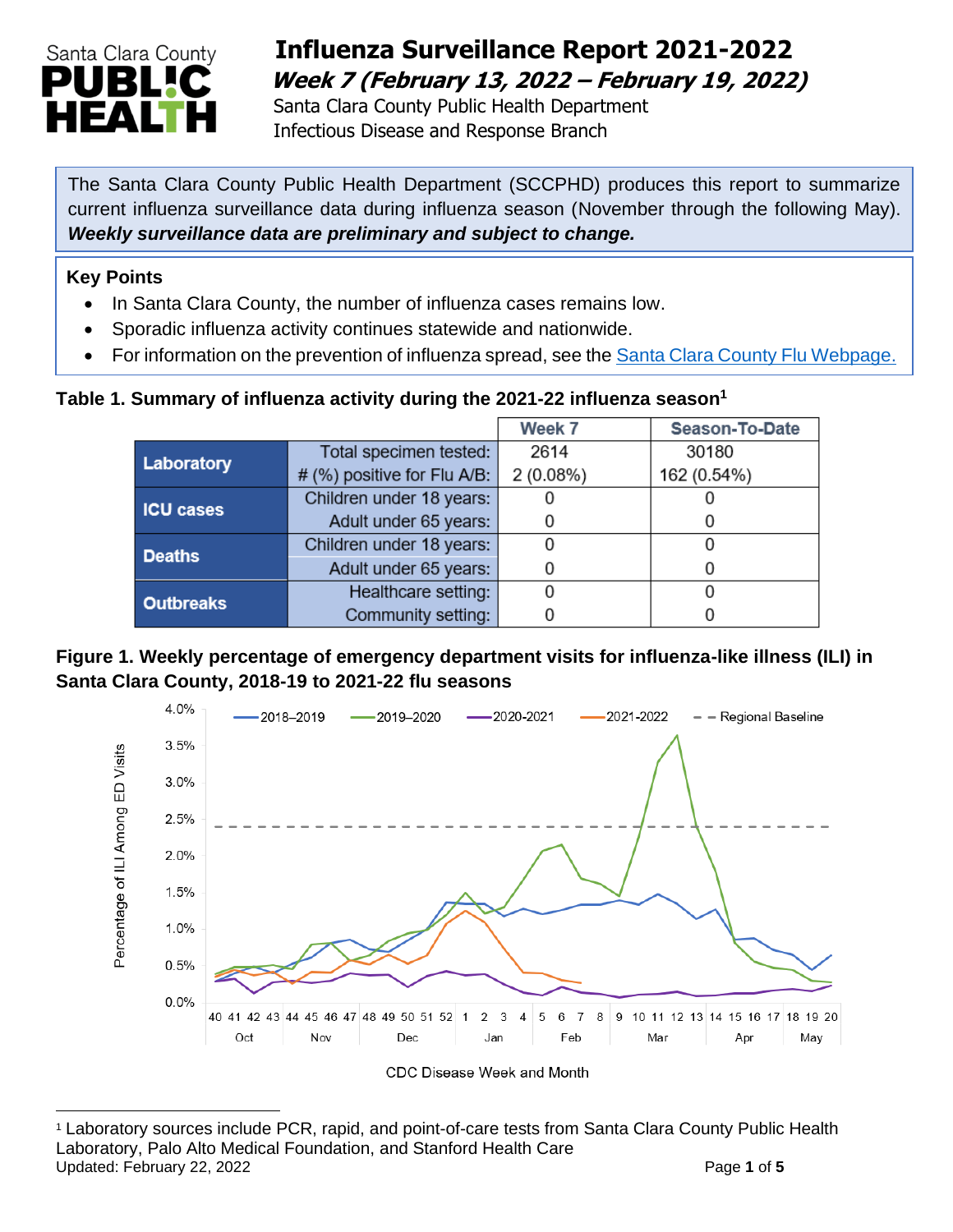# Influenza Surveillance Report 2021-2022

## *Week 7 (February 13, 2022 – February 19, 2022)*

Santa Clara County Public Health Department
Infectious Disease and Response Branch

The Santa Clara County Public Health Department (SCCPHD) produces this report to summarize current influenza surveillance data during influenza season (November through the following May). ***Weekly surveillance data are preliminary and subject to change.***

**Key Points**

- In Santa Clara County, the number of influenza cases remains low.
- Sporadic influenza activity continues statewide and nationwide.
- For information on the prevention of influenza spread, see the Santa Clara County Flu Webpage.

**Table 1. Summary of influenza activity during the 2021-22 influenza season[1]**

| | | Week 7 | Season-To-Date |
|---|---|---|---|
| **Laboratory** | Total specimen tested: | 2614 | 30180 |
| | # (%) positive for Flu A/B: | 2 (0.08%) | 162 (0.54%) |
| **ICU cases** | Children under 18 years: | 0 | 0 |
| | Adult under 65 years: | 0 | 0 |
| **Deaths** | Children under 18 years: | 0 | 0 |
| | Adult under 65 years: | 0 | 0 |
| **Outbreaks** | Healthcare setting: | 0 | 0 |
| | Community setting: | 0 | 0 |

**Figure 1. Weekly percentage of emergency department visits for influenza-like illness (ILI) in Santa Clara County, 2018-19 to 2021-22 flu seasons**

[1] Laboratory sources include PCR, rapid, and point-of-care tests from Santa Clara County Public Health Laboratory, Palo Alto Medical Foundation, and Stanford Health Care

Updated: February 22, 2022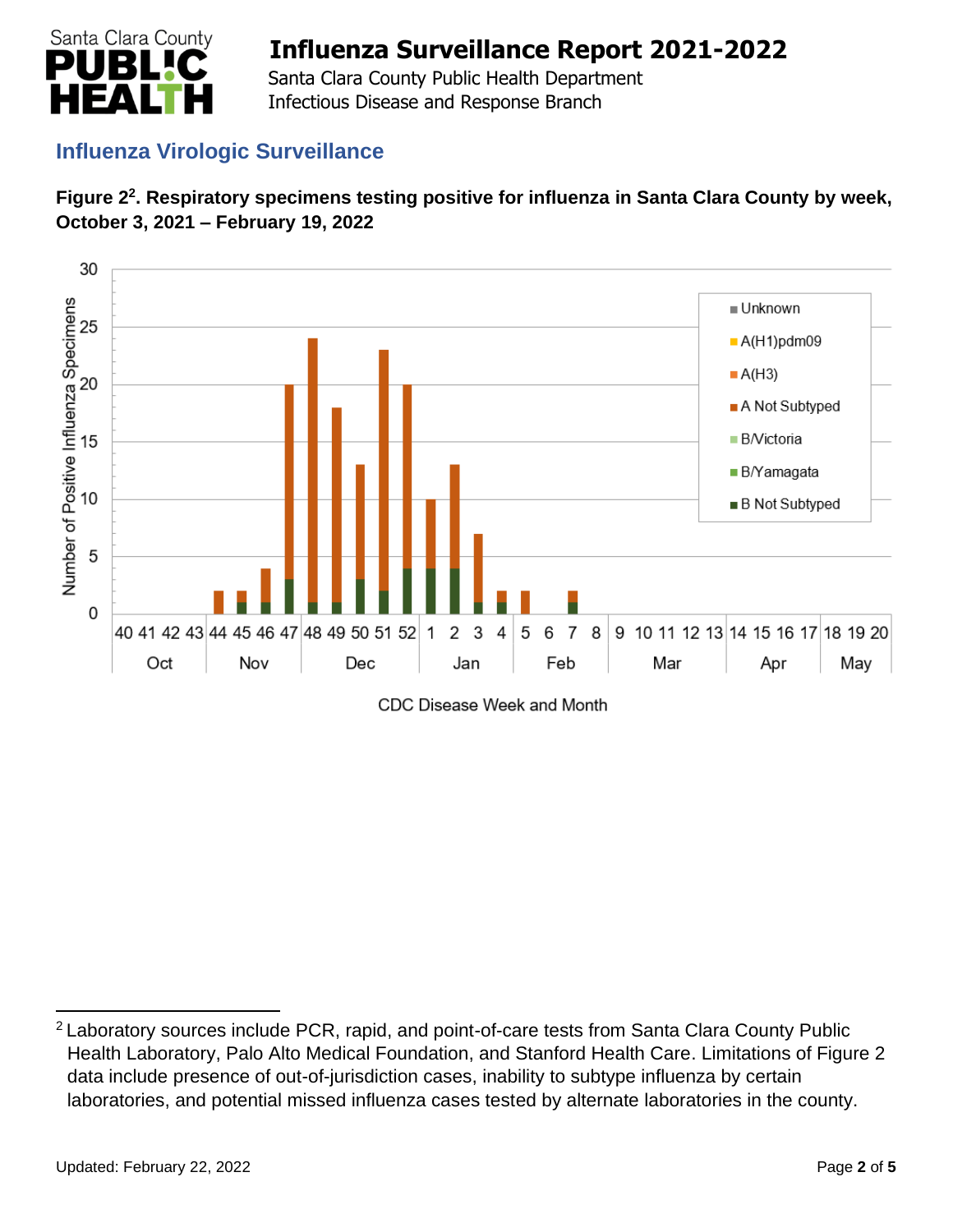## Influenza Virologic Surveillance

**Figure 2[2]. Respiratory specimens testing positive for influenza in Santa Clara County by week, October 3, 2021 – February 19, 2022**

[2] Laboratory sources include PCR, rapid, and point-of-care tests from Santa Clara County Public Health Laboratory, Palo Alto Medical Foundation, and Stanford Health Care. Limitations of Figure 2 data include presence of out-of-jurisdiction cases, inability to subtype influenza by certain laboratories, and potential missed influenza cases tested by alternate laboratories in the county.

Updated: February 22, 2022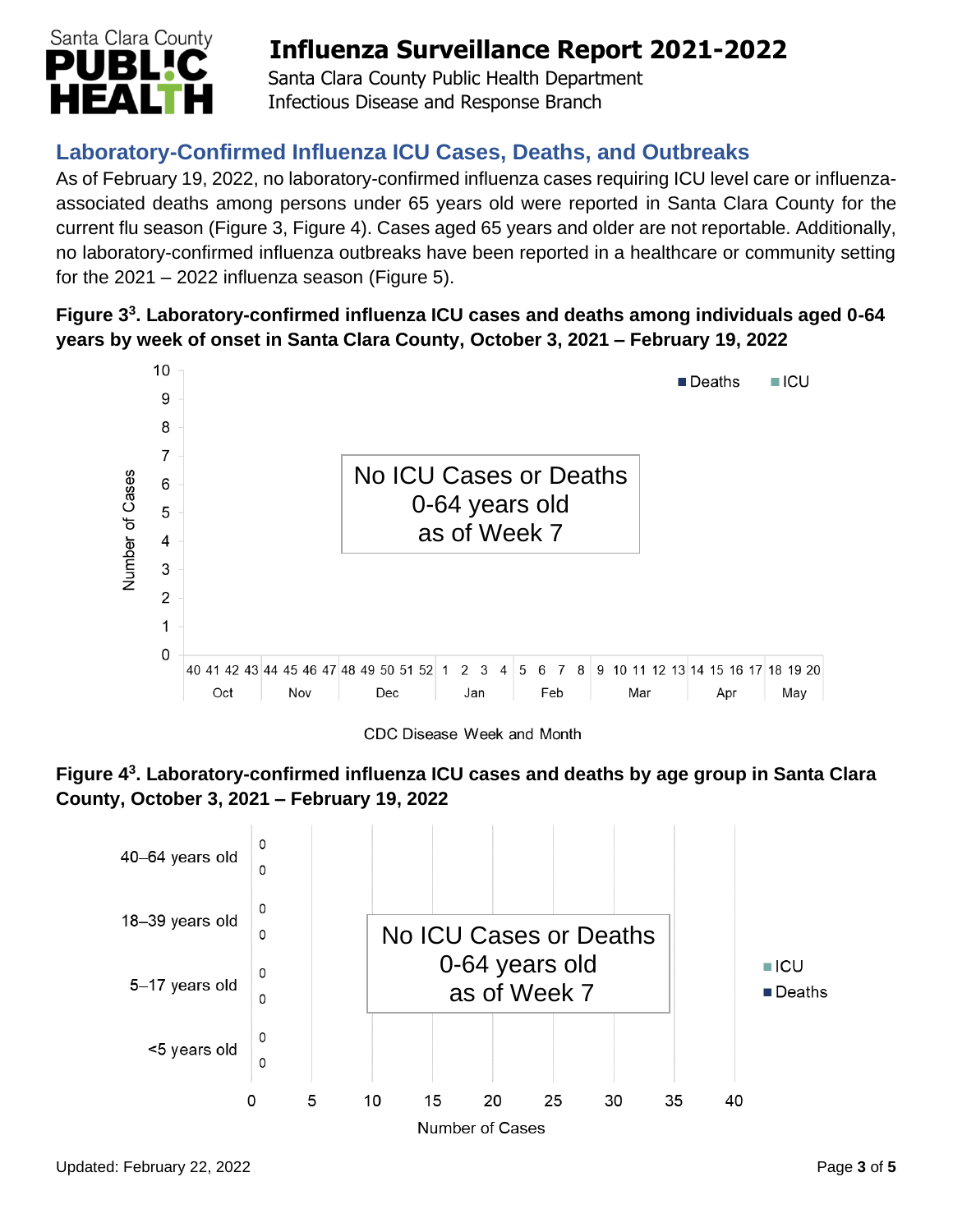## Laboratory-Confirmed Influenza ICU Cases, Deaths, and Outbreaks

As of February 19, 2022, no laboratory-confirmed influenza cases requiring ICU level care or influenza-associated deaths among persons under 65 years old were reported in Santa Clara County for the current flu season (Figure 3, Figure 4). Cases aged 65 years and older are not reportable. Additionally, no laboratory-confirmed influenza outbreaks have been reported in a healthcare or community setting for the 2021 – 2022 influenza season (Figure 5).

**Figure 3[3]. Laboratory-confirmed influenza ICU cases and deaths among individuals aged 0-64 years by week of onset in Santa Clara County, October 3, 2021 – February 19, 2022**

No ICU Cases or Deaths
0-64 years old
as of Week 7

**Figure 4[3]. Laboratory-confirmed influenza ICU cases and deaths by age group in Santa Clara County, October 3, 2021 – February 19, 2022**

| Age group | ICU | Deaths |
|---|---|---|
| 40–64 years old | 0 | 0 |
| 18–39 years old | 0 | 0 |
| 5–17 years old | 0 | 0 |
| <5 years old | 0 | 0 |

No ICU Cases or Deaths
0-64 years old
as of Week 7

Updated: February 22, 2022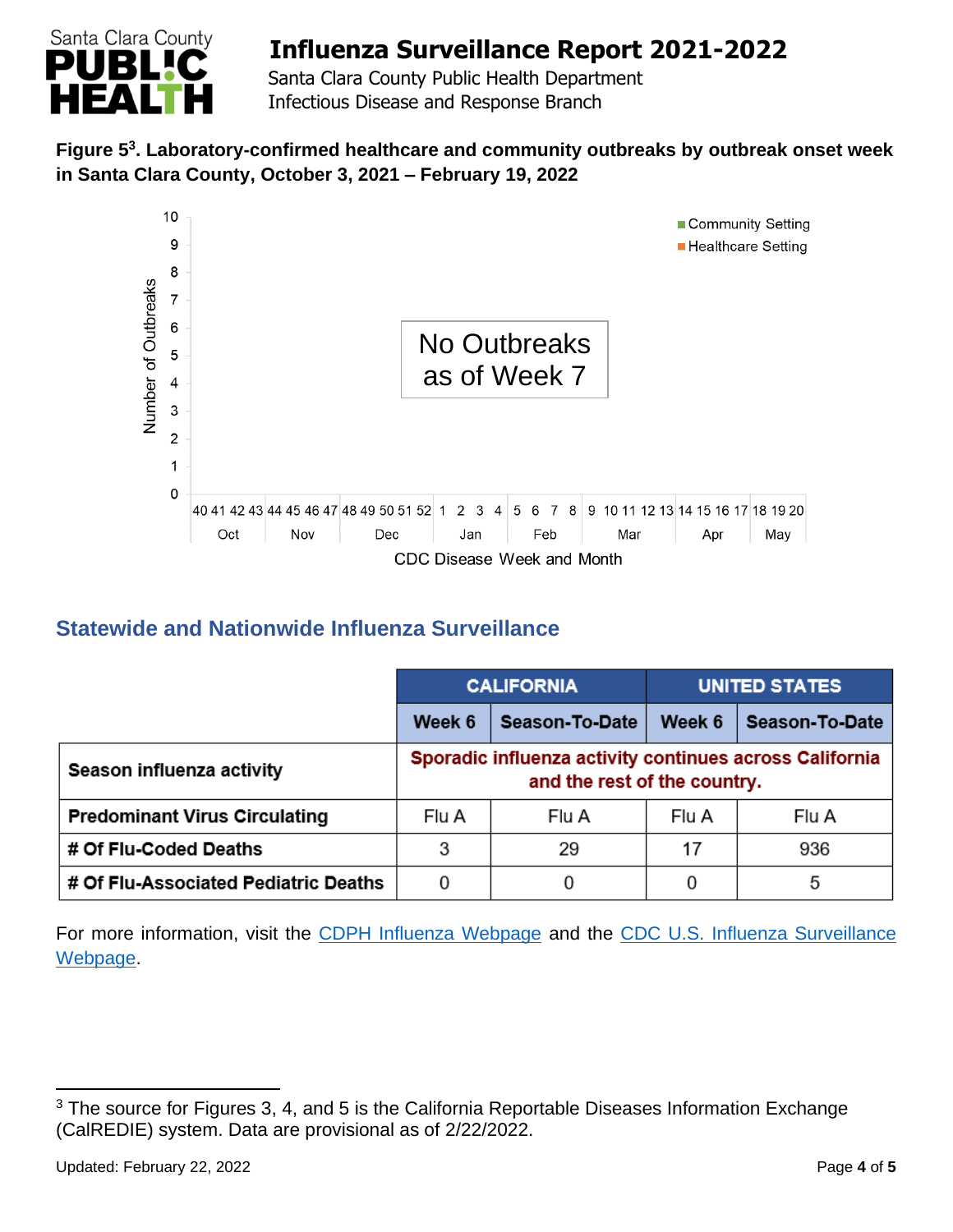**Figure 5[3]. Laboratory-confirmed healthcare and community outbreaks by outbreak onset week in Santa Clara County, October 3, 2021 – February 19, 2022**

No Outbreaks as of Week 7

## Statewide and Nationwide Influenza Surveillance

| | CALIFORNIA | | UNITED STATES | |
|---|---|---|---|---|
| | Week 6 | Season-To-Date | Week 6 | Season-To-Date |
| **Season influenza activity** | Sporadic influenza activity continues across California and the rest of the country. | | | |
| **Predominant Virus Circulating** | Flu A | Flu A | Flu A | Flu A |
| **# Of Flu-Coded Deaths** | 3 | 29 | 17 | 936 |
| **# Of Flu-Associated Pediatric Deaths** | 0 | 0 | 0 | 5 |

For more information, visit the CDPH Influenza Webpage and the CDC U.S. Influenza Surveillance Webpage.

[3] The source for Figures 3, 4, and 5 is the California Reportable Diseases Information Exchange (CalREDIE) system. Data are provisional as of 2/22/2022.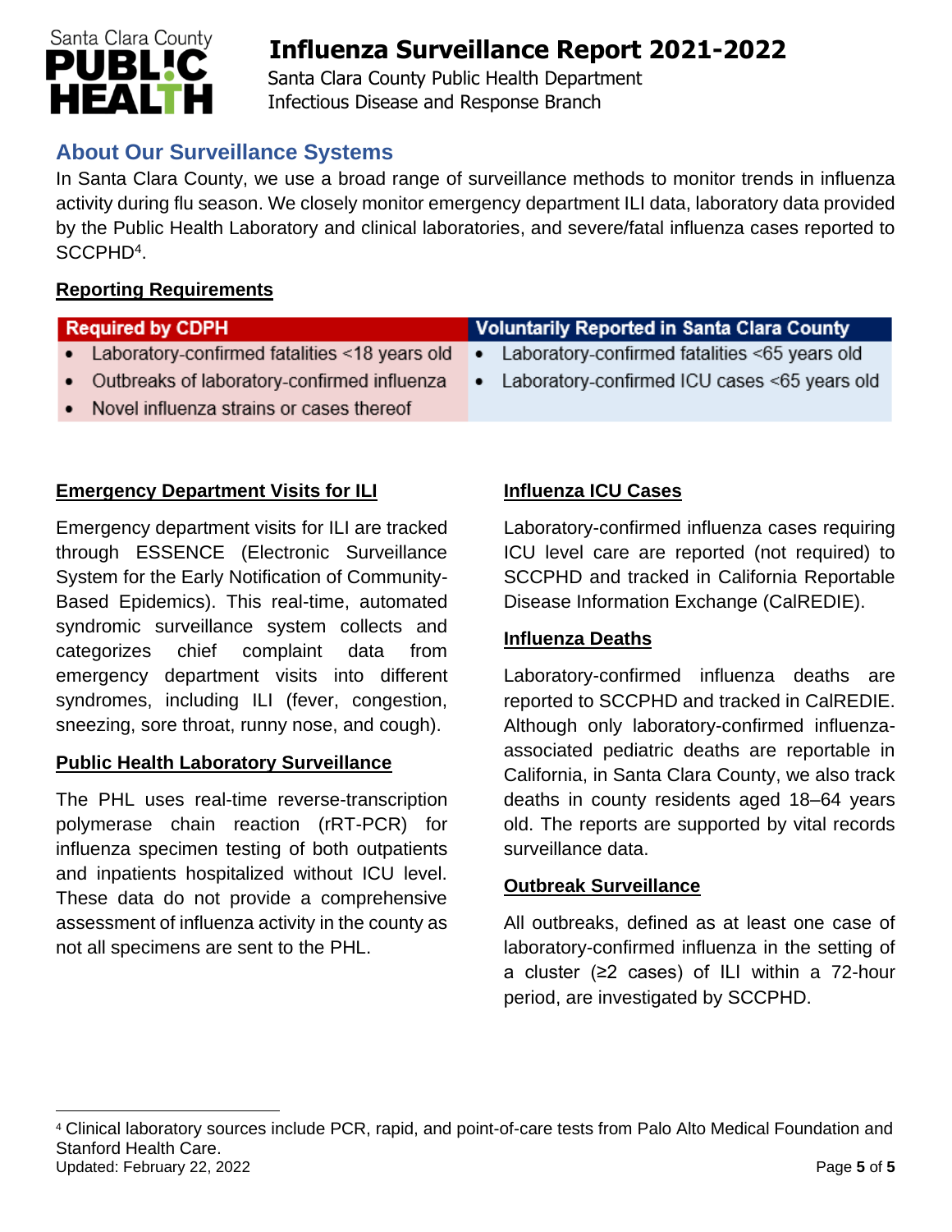# Influenza Surveillance Report 2021-2022

Santa Clara County Public Health Department
Infectious Disease and Response Branch

## About Our Surveillance Systems

In Santa Clara County, we use a broad range of surveillance methods to monitor trends in influenza activity during flu season. We closely monitor emergency department ILI data, laboratory data provided by the Public Health Laboratory and clinical laboratories, and severe/fatal influenza cases reported to SCCPHD[4].

### Reporting Requirements

| Required by CDPH | Voluntarily Reported in Santa Clara County |
|---|---|
| • Laboratory-confirmed fatalities <18 years old | • Laboratory-confirmed fatalities <65 years old |
| • Outbreaks of laboratory-confirmed influenza | • Laboratory-confirmed ICU cases <65 years old |
| • Novel influenza strains or cases thereof | |

### Emergency Department Visits for ILI

Emergency department visits for ILI are tracked through ESSENCE (Electronic Surveillance System for the Early Notification of Community-Based Epidemics). This real-time, automated syndromic surveillance system collects and categorizes chief complaint data from emergency department visits into different syndromes, including ILI (fever, congestion, sneezing, sore throat, runny nose, and cough).

### Public Health Laboratory Surveillance

The PHL uses real-time reverse-transcription polymerase chain reaction (rRT-PCR) for influenza specimen testing of both outpatients and inpatients hospitalized without ICU level. These data do not provide a comprehensive assessment of influenza activity in the county as not all specimens are sent to the PHL.

### Influenza ICU Cases

Laboratory-confirmed influenza cases requiring ICU level care are reported (not required) to SCCPHD and tracked in California Reportable Disease Information Exchange (CalREDIE).

### Influenza Deaths

Laboratory-confirmed influenza deaths are reported to SCCPHD and tracked in CalREDIE. Although only laboratory-confirmed influenza-associated pediatric deaths are reportable in California, in Santa Clara County, we also track deaths in county residents aged 18–64 years old. The reports are supported by vital records surveillance data.

### Outbreak Surveillance

All outbreaks, defined as at least one case of laboratory-confirmed influenza in the setting of a cluster (≥2 cases) of ILI within a 72-hour period, are investigated by SCCPHD.

---

[4] Clinical laboratory sources include PCR, rapid, and point-of-care tests from Palo Alto Medical Foundation and Stanford Health Care.

Updated: February 22, 2022